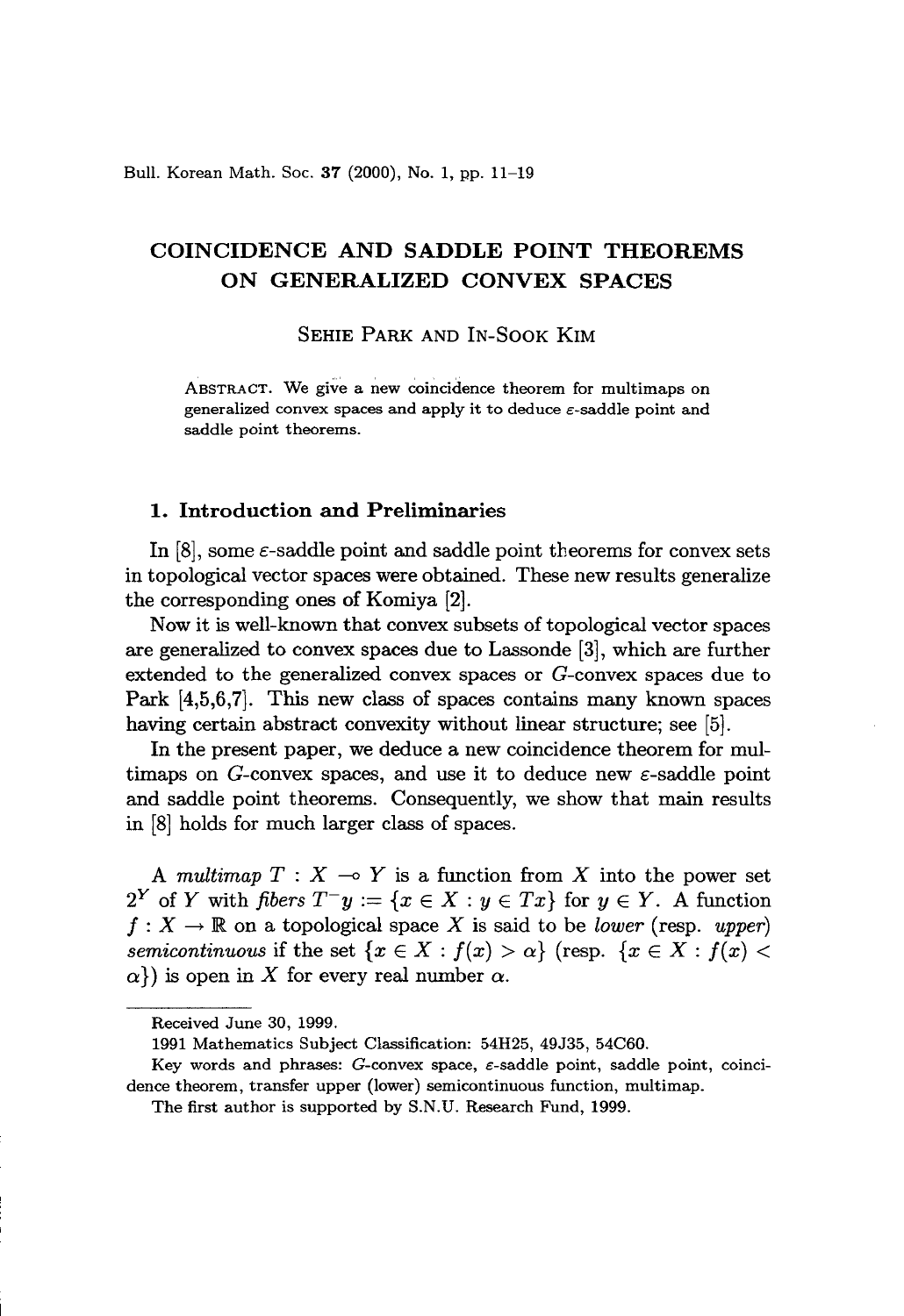# COINCIDENCE AND SADDLE POINT THEOREMS ON GENERALIZED CONVEX SPACES

SEHIE PARK AND IN-SOOK KIM

ABSTRACT. We give a new coincidence theorem for multimaps on generalized convex spaces and apply it to deduce $\varepsilon$-saddle point and saddle point theorems.

## 1. Introduction and Preliminaries

In [8], some $\varepsilon$-saddle point and saddle point theorems for convex sets in topological vector spaces were obtained. These new results generalize the corresponding ones of Komiya [2].

Now it is well-known that convex subsets of topological vector spaces are generalized to convex spaces due to Lassonde [3], which are further extended to the generalized convex spaces or $G$-convex spaces due to Park [4,5,6,7]. This new class of spaces contains many known spaces having certain abstract convexity without linear structure; see [5].

In the present paper, we deduce a new coincidence theorem for multimaps on $G$-convex spaces, and use it to deduce new $\varepsilon$-saddle point and saddle point theorems. Consequently, we show that main results in [8] holds for much larger class of spaces.

A *multimap* $T : X \multimap Y$ is a function from $X$ into the power set $2^Y$ of $Y$ with *fibers* $T^{-}y := \{x \in X : y \in Tx\}$ for $y \in Y$. A function $f : X \to \mathbb{R}$ on a topological space $X$ is said to be *lower* (resp. *upper*) *semicontinuous* if the set $\{x \in X : f(x) > \alpha\}$ (resp. $\{x \in X : f(x) < \alpha\}$) is open in $X$ for every real number $\alpha$.

---

Received June 30, 1999.

1991 Mathematics Subject Classification: 54H25, 49J35, 54C60.

Key words and phrases: $G$-convex space, $\varepsilon$-saddle point, saddle point, coincidence theorem, transfer upper (lower) semicontinuous function, multimap.

The first author is supported by S.N.U. Research Fund, 1999.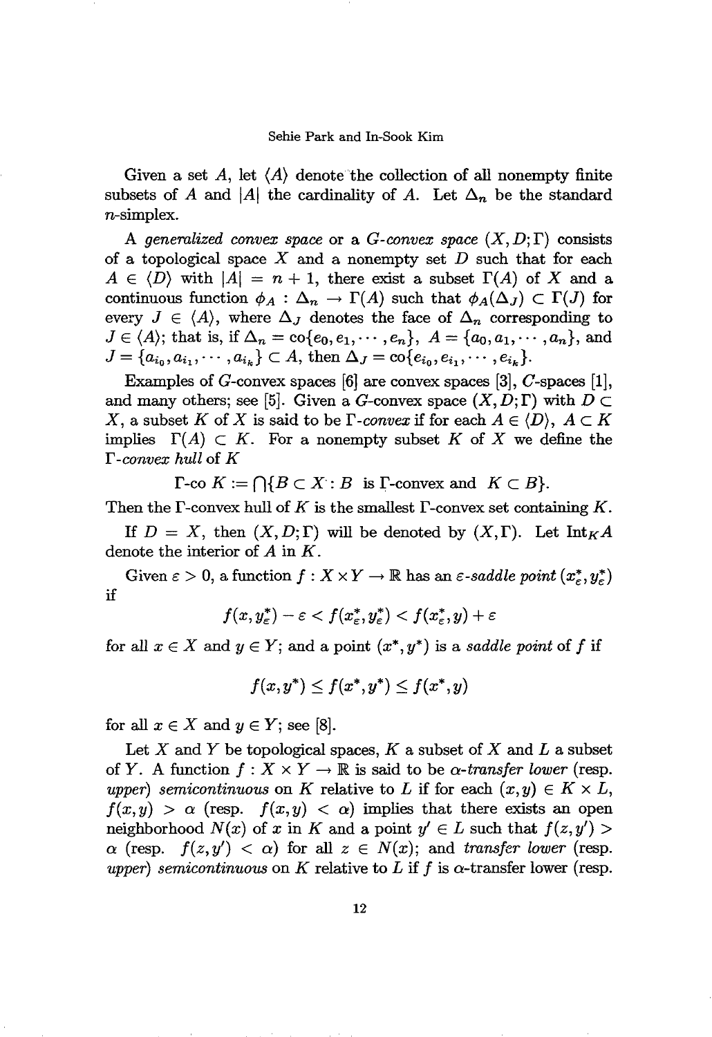Given a set $A$, let $\langle A \rangle$ denote the collection of all nonempty finite subsets of $A$ and $|A|$ the cardinality of $A$. Let $\Delta_n$ be the standard $n$-simplex.

A *generalized convex space* or a *G-convex space* $(X, D; \Gamma)$ consists of a topological space $X$ and a nonempty set $D$ such that for each $A \in \langle D \rangle$ with $|A| = n + 1$, there exist a subset $\Gamma(A)$ of $X$ and a continuous function $\phi_A : \Delta_n \to \Gamma(A)$ such that $\phi_A(\Delta_J) \subset \Gamma(J)$ for every $J \in \langle A \rangle$, where $\Delta_J$ denotes the face of $\Delta_n$ corresponding to $J \in \langle A \rangle$; that is, if $\Delta_n = \text{co}\{e_0, e_1, \cdots, e_n\}$, $A = \{a_0, a_1, \cdots, a_n\}$, and $J = \{a_{i_0}, a_{i_1}, \cdots, a_{i_k}\} \subset A$, then $\Delta_J = \text{co}\{e_{i_0}, e_{i_1}, \cdots, e_{i_k}\}$.

Examples of $G$-convex spaces [6] are convex spaces [3], $C$-spaces [1], and many others; see [5]. Given a $G$-convex space $(X, D; \Gamma)$ with $D \subset X$, a subset $K$ of $X$ is said to be $\Gamma$*-convex* if for each $A \in \langle D \rangle$, $A \subset K$ implies $\Gamma(A) \subset K$. For a nonempty subset $K$ of $X$ we define the $\Gamma$*-convex hull* of $K$

$$\Gamma\text{-co } K := \bigcap \{B \subset X : B \text{ is } \Gamma\text{-convex and } K \subset B\}.$$

Then the $\Gamma$-convex hull of $K$ is the smallest $\Gamma$-convex set containing $K$.

If $D = X$, then $(X, D; \Gamma)$ will be denoted by $(X, \Gamma)$. Let $\text{Int}_K A$ denote the interior of $A$ in $K$.

Given $\varepsilon > 0$, a function $f : X \times Y \to \mathbb{R}$ has an $\varepsilon$*-saddle point* $(x_\varepsilon^*, y_\varepsilon^*)$ if

$$f(x, y_\varepsilon^*) - \varepsilon < f(x_\varepsilon^*, y_\varepsilon^*) < f(x_\varepsilon^*, y) + \varepsilon$$

for all $x \in X$ and $y \in Y$; and a point $(x^*, y^*)$ is a *saddle point* of $f$ if

$$f(x, y^*) \le f(x^*, y^*) \le f(x^*, y)$$

for all $x \in X$ and $y \in Y$; see [8].

Let $X$ and $Y$ be topological spaces, $K$ a subset of $X$ and $L$ a subset of $Y$. A function $f : X \times Y \to \mathbb{R}$ is said to be $\alpha$*-transfer lower* (resp. *upper*) *semicontinuous* on $K$ relative to $L$ if for each $(x, y) \in K \times L$, $f(x, y) > \alpha$ (resp. $f(x, y) < \alpha$) implies that there exists an open neighborhood $N(x)$ of $x$ in $K$ and a point $y' \in L$ such that $f(z, y') > \alpha$ (resp. $f(z, y') < \alpha$) for all $z \in N(x)$; and *transfer lower* (resp. *upper*) *semicontinuous* on $K$ relative to $L$ if $f$ is $\alpha$-transfer lower (resp.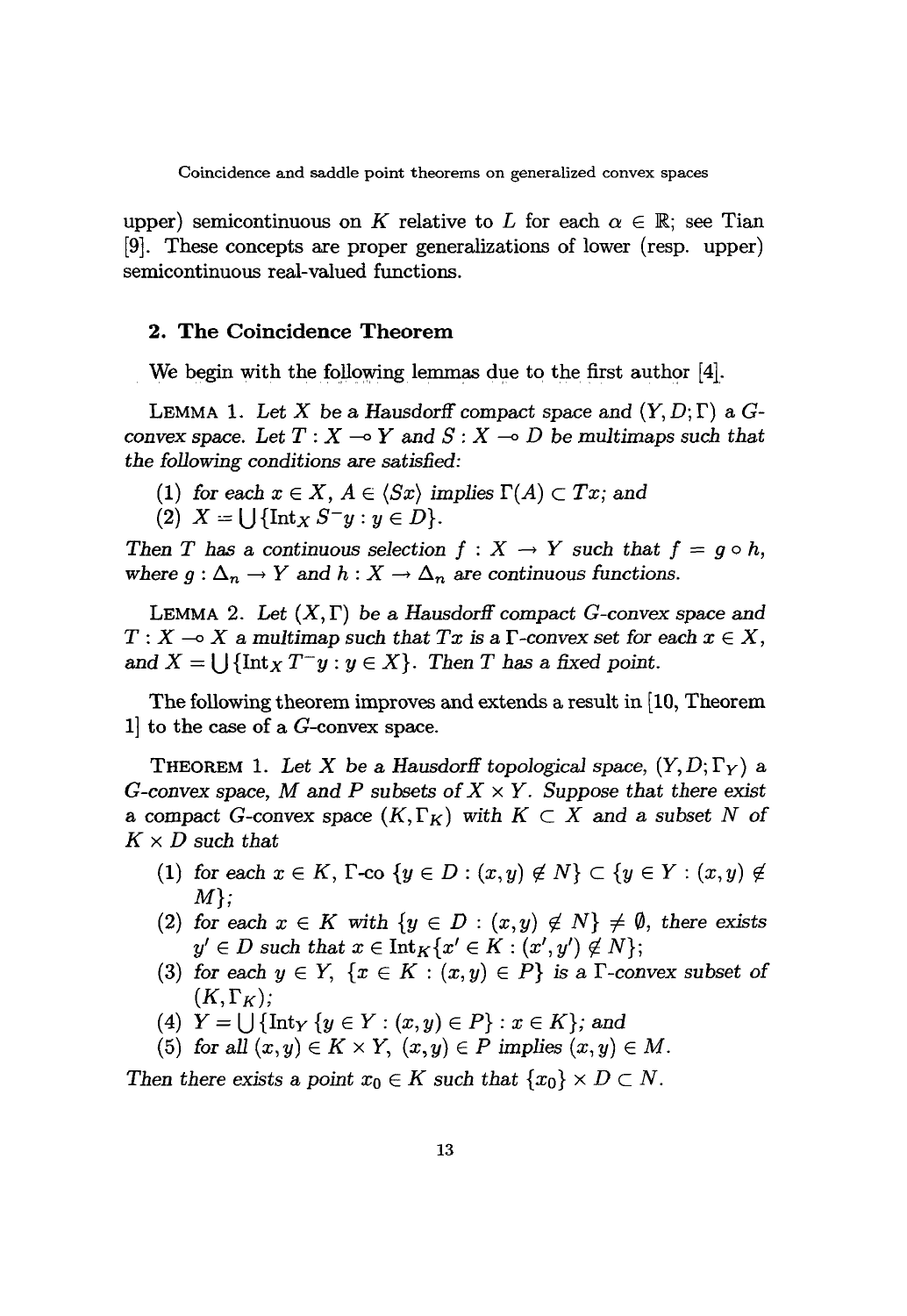upper) semicontinuous on $K$ relative to $L$ for each $\alpha \in \mathbb{R}$; see Tian [9]. These concepts are proper generalizations of lower (resp. upper) semicontinuous real-valued functions.

## 2. The Coincidence Theorem

We begin with the following lemmas due to the first author [4].

LEMMA 1. *Let $X$ be a Hausdorff compact space and $(Y, D; \Gamma)$ a G-convex space. Let $T : X \multimap Y$ and $S : X \multimap D$ be multimaps such that the following conditions are satisfied:*

1. *for each $x \in X$, $A \in \langle Sx \rangle$ implies $\Gamma(A) \subset Tx$; and*
2. *$X = \bigcup \{\mathrm{Int}_X\, S^{-}y : y \in D\}$.*

*Then $T$ has a continuous selection $f : X \to Y$ such that $f = g \circ h$, where $g : \Delta_n \to Y$ and $h : X \to \Delta_n$ are continuous functions.*

LEMMA 2. *Let $(X, \Gamma)$ be a Hausdorff compact G-convex space and $T : X \multimap X$ a multimap such that $Tx$ is a $\Gamma$-convex set for each $x \in X$, and $X = \bigcup \{\mathrm{Int}_X\, T^{-}y : y \in X\}$. Then $T$ has a fixed point.*

The following theorem improves and extends a result in [10, Theorem 1] to the case of a G-convex space.

THEOREM 1. *Let $X$ be a Hausdorff topological space, $(Y, D; \Gamma_Y)$ a G-convex space, $M$ and $P$ subsets of $X \times Y$. Suppose that there exist a compact G-convex space $(K, \Gamma_K)$ with $K \subset X$ and a subset $N$ of $K \times D$ such that*

1. *for each $x \in K$, $\Gamma$-co $\{y \in D : (x, y) \notin N\} \subset \{y \in Y : (x, y) \notin M\}$;*
2. *for each $x \in K$ with $\{y \in D : (x, y) \notin N\} \neq \emptyset$, there exists $y' \in D$ such that $x \in \mathrm{Int}_K\{x' \in K : (x', y') \notin N\}$;*
3. *for each $y \in Y$, $\{x \in K : (x, y) \in P\}$ is a $\Gamma$-convex subset of $(K, \Gamma_K)$;*
4. *$Y = \bigcup \{\mathrm{Int}_Y\, \{y \in Y : (x, y) \in P\} : x \in K\}$; and*
5. *for all $(x, y) \in K \times Y$, $(x, y) \in P$ implies $(x, y) \in M$.*

*Then there exists a point $x_0 \in K$ such that $\{x_0\} \times D \subset N$.*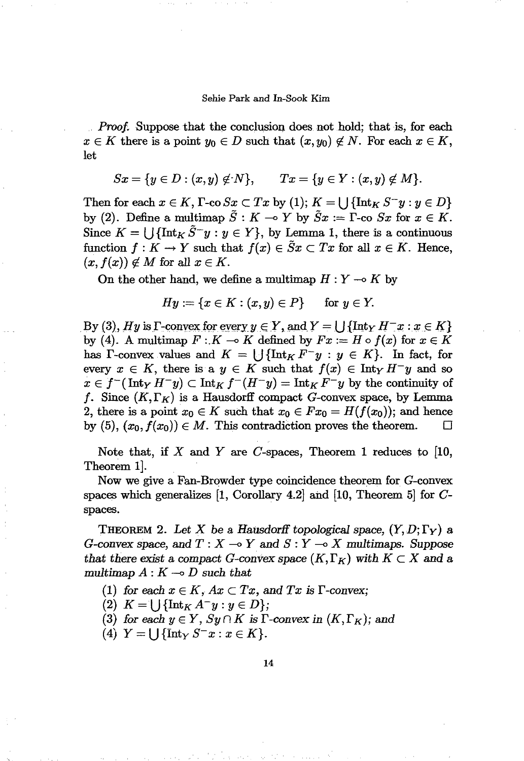*Proof.* Suppose that the conclusion does not hold; that is, for each $x \in K$ there is a point $y_0 \in D$ such that $(x, y_0) \notin N$. For each $x \in K$, let

$$Sx = \{y \in D : (x,y) \notin N\}, \qquad Tx = \{y \in Y : (x,y) \notin M\}.$$

Then for each $x \in K$, $\Gamma$-co $Sx \subset Tx$ by (1); $K = \bigcup\{\mathrm{Int}_K S^- y : y \in D\}$ by (2). Define a multimap $\tilde{S} : K \multimap Y$ by $\tilde{S}x := \Gamma$-co $Sx$ for $x \in K$. Since $K = \bigcup\{\mathrm{Int}_K \tilde{S}^- y : y \in Y\}$, by Lemma 1, there is a continuous function $f : K \to Y$ such that $f(x) \in \tilde{S}x \subset Tx$ for all $x \in K$. Hence, $(x, f(x)) \notin M$ for all $x \in K$.

On the other hand, we define a multimap $H : Y \multimap K$ by

$$Hy := \{x \in K : (x,y) \in P\} \qquad \text{for } y \in Y.$$

By (3), $Hy$ is $\Gamma$-convex for every $y \in Y$, and $Y = \bigcup\{\mathrm{Int}_Y H^- x : x \in K\}$ by (4). A multimap $F : K \multimap K$ defined by $Fx := H \circ f(x)$ for $x \in K$ has $\Gamma$-convex values and $K = \bigcup\{\mathrm{Int}_K F^- y : y \in K\}$. In fact, for every $x \in K$, there is a $y \in K$ such that $f(x) \in \mathrm{Int}_Y H^- y$ and so $x \in f^-(\mathrm{Int}_Y H^- y) \subset \mathrm{Int}_K f^-(H^- y) = \mathrm{Int}_K F^- y$ by the continuity of $f$. Since $(K, \Gamma_K)$ is a Hausdorff compact $G$-convex space, by Lemma 2, there is a point $x_0 \in K$ such that $x_0 \in Fx_0 = H(f(x_0))$; and hence by (5), $(x_0, f(x_0)) \in M$. This contradiction proves the theorem. $\square$

Note that, if $X$ and $Y$ are $C$-spaces, Theorem 1 reduces to [10, Theorem 1].

Now we give a Fan-Browder type coincidence theorem for $G$-convex spaces which generalizes [1, Corollary 4.2] and [10, Theorem 5] for $C$-spaces.

**Theorem 2.** *Let $X$ be a Hausdorff topological space, $(Y, D; \Gamma_Y)$ a $G$-convex space, and $T : X \multimap Y$ and $S : Y \multimap X$ multimaps. Suppose that there exist a compact $G$-convex space $(K, \Gamma_K)$ with $K \subset X$ and a multimap $A : K \multimap D$ such that*

1. *for each $x \in K$, $Ax \subset Tx$, and $Tx$ is $\Gamma$-convex;*
2. *$K = \bigcup\{\mathrm{Int}_K A^- y : y \in D\}$;*
3. *for each $y \in Y$, $Sy \cap K$ is $\Gamma$-convex in $(K, \Gamma_K)$; and*
4. *$Y = \bigcup\{\mathrm{Int}_Y S^- x : x \in K\}$.*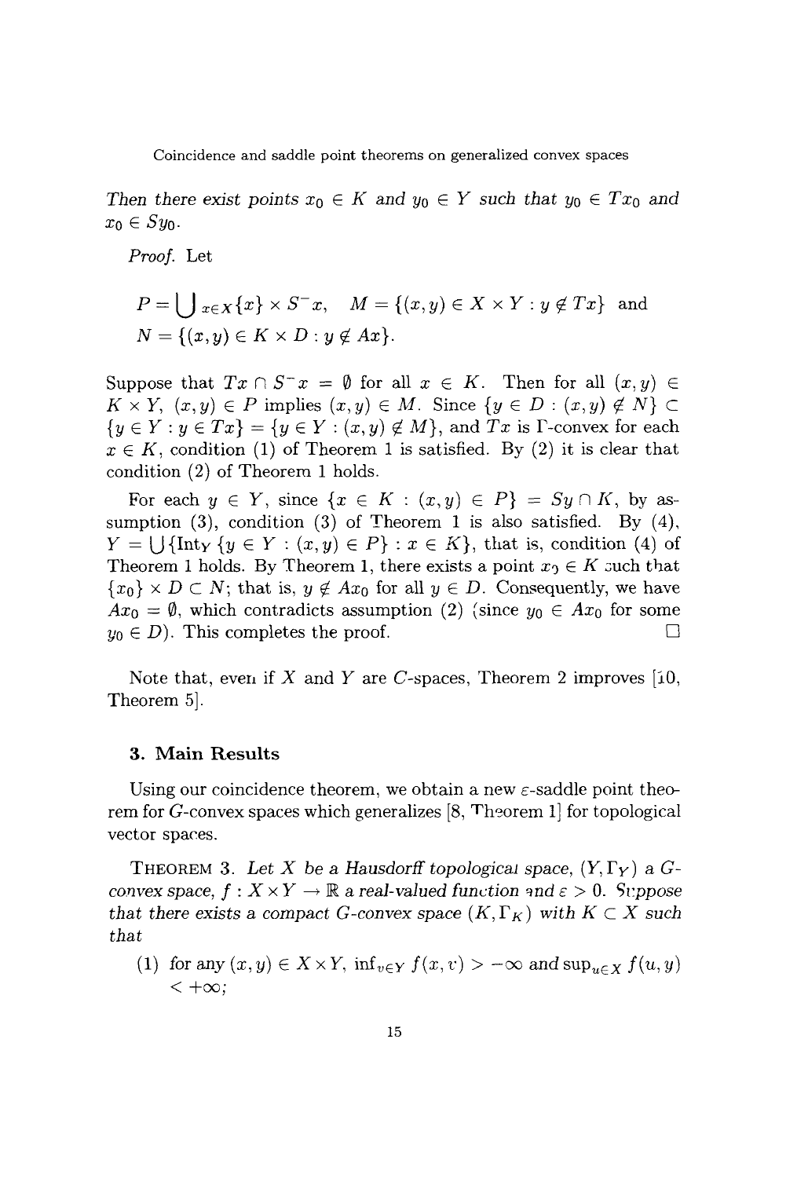*Then there exist points $x_0 \in K$ and $y_0 \in Y$ such that $y_0 \in Tx_0$ and $x_0 \in Sy_0$.*

*Proof.* Let

$$P = \bigcup_{x \in X}\{x\} \times S^- x, \quad M = \{(x,y) \in X \times Y : y \notin Tx\} \text{ and}$$
$$N = \{(x,y) \in K \times D : y \notin Ax\}.$$

Suppose that $Tx \cap S^- x = \emptyset$ for all $x \in K$. Then for all $(x,y) \in K \times Y$, $(x,y) \in P$ implies $(x,y) \in M$. Since $\{y \in D : (x,y) \notin N\} \subset \{y \in Y : y \in Tx\} = \{y \in Y : (x,y) \notin M\}$, and $Tx$ is $\Gamma$-convex for each $x \in K$, condition (1) of Theorem 1 is satisfied. By (2) it is clear that condition (2) of Theorem 1 holds.

For each $y \in Y$, since $\{x \in K : (x,y) \in P\} = Sy \cap K$, by assumption (3), condition (3) of Theorem 1 is also satisfied. By (4), $Y = \bigcup\{\text{Int}_Y \{y \in Y : (x,y) \in P\} : x \in K\}$, that is, condition (4) of Theorem 1 holds. By Theorem 1, there exists a point $x_0 \in K$ such that $\{x_0\} \times D \subset N$; that is, $y \notin Ax_0$ for all $y \in D$. Consequently, we have $Ax_0 = \emptyset$, which contradicts assumption (2) (since $y_0 \in Ax_0$ for some $y_0 \in D$). This completes the proof. □

Note that, even if $X$ and $Y$ are $C$-spaces, Theorem 2 improves [10, Theorem 5].

## 3. Main Results

Using our coincidence theorem, we obtain a new $\varepsilon$-saddle point theorem for $G$-convex spaces which generalizes [8, Theorem 1] for topological vector spaces.

THEOREM 3. *Let $X$ be a Hausdorff topological space, $(Y, \Gamma_Y)$ a $G$-convex space, $f : X \times Y \to \mathbb{R}$ a real-valued function and $\varepsilon > 0$. Suppose that there exists a compact $G$-convex space $(K, \Gamma_K)$ with $K \subset X$ such that*

1. *for any $(x,y) \in X \times Y$, $\inf_{v \in Y} f(x,v) > -\infty$ and $\sup_{u \in X} f(u,y) < +\infty$;*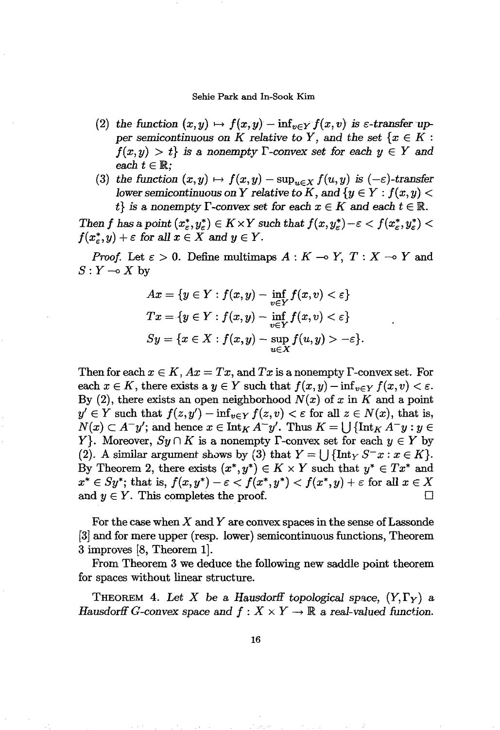(2) *the function* $(x,y) \mapsto f(x,y) - \inf_{v \in Y} f(x,v)$ *is* $\varepsilon$*-transfer upper semicontinuous on* $K$ *relative to* $Y$*, and the set* $\{x \in K : f(x,y) > t\}$ *is a nonempty* $\Gamma$*-convex set for each* $y \in Y$ *and each* $t \in \mathbb{R}$*;*

(3) *the function* $(x,y) \mapsto f(x,y) - \sup_{u \in X} f(u,y)$ *is* $(-\varepsilon)$*-transfer lower semicontinuous on* $Y$ *relative to* $K$*, and* $\{y \in Y : f(x,y) < t\}$ *is a nonempty* $\Gamma$*-convex set for each* $x \in K$ *and each* $t \in \mathbb{R}$*.*

*Then* $f$ *has a point* $(x_\varepsilon^*, y_\varepsilon^*) \in K \times Y$ *such that* $f(x, y_\varepsilon^*) - \varepsilon < f(x_\varepsilon^*, y_\varepsilon^*) < f(x_\varepsilon^*, y) + \varepsilon$ *for all* $x \in X$ *and* $y \in Y$*.*

*Proof.* Let $\varepsilon > 0$. Define multimaps $A : K \multimap Y$, $T : X \multimap Y$ and $S : Y \multimap X$ by

$$
\begin{aligned}
Ax &= \{y \in Y : f(x,y) - \inf_{v \in Y} f(x,v) < \varepsilon\} \\
Tx &= \{y \in Y : f(x,y) - \inf_{v \in Y} f(x,v) < \varepsilon\} \\
Sy &= \{x \in X : f(x,y) - \sup_{u \in X} f(u,y) > -\varepsilon\}.
\end{aligned}
$$

Then for each $x \in K$, $Ax = Tx$, and $Tx$ is a nonempty $\Gamma$-convex set. For each $x \in K$, there exists a $y \in Y$ such that $f(x,y) - \inf_{v \in Y} f(x,v) < \varepsilon$. By (2), there exists an open neighborhood $N(x)$ of $x$ in $K$ and a point $y' \in Y$ such that $f(z,y') - \inf_{v \in Y} f(z,v) < \varepsilon$ for all $z \in N(x)$, that is, $N(x) \subset A^- y'$; and hence $x \in \operatorname{Int}_K A^- y'$. Thus $K = \bigcup \{\operatorname{Int}_K A^- y : y \in Y\}$. Moreover, $Sy \cap K$ is a nonempty $\Gamma$-convex set for each $y \in Y$ by (2). A similar argument shows by (3) that $Y = \bigcup \{\operatorname{Int}_Y S^- x : x \in K\}$. By Theorem 2, there exists $(x^*, y^*) \in K \times Y$ such that $y^* \in Tx^*$ and $x^* \in Sy^*$; that is, $f(x, y^*) - \varepsilon < f(x^*, y^*) < f(x^*, y) + \varepsilon$ for all $x \in X$ and $y \in Y$. This completes the proof. $\square$

For the case when $X$ and $Y$ are convex spaces in the sense of Lassonde [3] and for mere upper (resp. lower) semicontinuous functions, Theorem 3 improves [8, Theorem 1].

From Theorem 3 we deduce the following new saddle point theorem for spaces without linear structure.

THEOREM 4. *Let* $X$ *be a Hausdorff topological space,* $(Y, \Gamma_Y)$ *a Hausdorff G-convex space and* $f : X \times Y \to \mathbb{R}$ *a real-valued function.*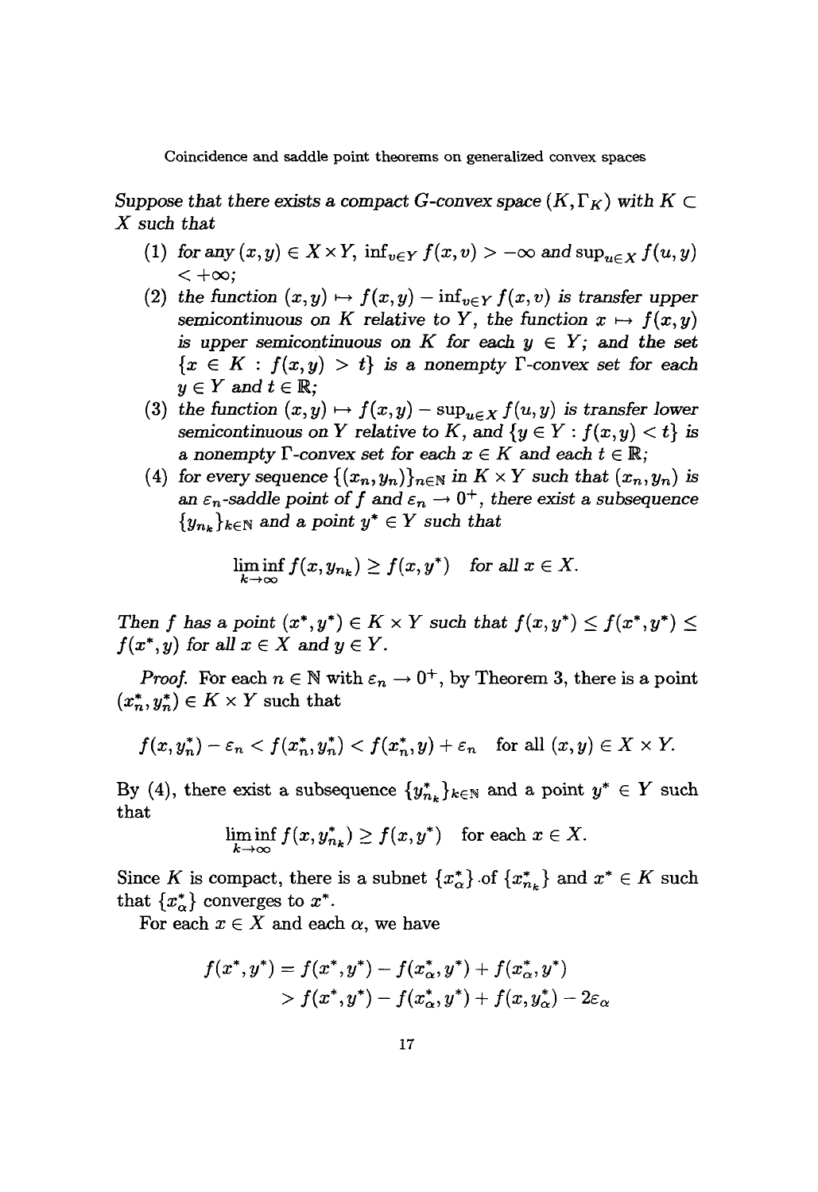*Suppose that there exists a compact G-convex space $(K, \Gamma_K)$ with $K \subset X$ such that*

(1) *for any $(x, y) \in X \times Y$, $\inf_{v \in Y} f(x, v) > -\infty$ and $\sup_{u \in X} f(u, y) < +\infty$;*

(2) *the function $(x, y) \mapsto f(x, y) - \inf_{v \in Y} f(x, v)$ is transfer upper semicontinuous on $K$ relative to $Y$, the function $x \mapsto f(x, y)$ is upper semicontinuous on $K$ for each $y \in Y$; and the set $\{x \in K : f(x, y) > t\}$ is a nonempty $\Gamma$-convex set for each $y \in Y$ and $t \in \mathbb{R}$;*

(3) *the function $(x, y) \mapsto f(x, y) - \sup_{u \in X} f(u, y)$ is transfer lower semicontinuous on $Y$ relative to $K$, and $\{y \in Y : f(x, y) < t\}$ is a nonempty $\Gamma$-convex set for each $x \in K$ and each $t \in \mathbb{R}$;*

(4) *for every sequence $\{(x_n, y_n)\}_{n \in \mathbb{N}}$ in $K \times Y$ such that $(x_n, y_n)$ is an $\varepsilon_n$-saddle point of $f$ and $\varepsilon_n \to 0^+$, there exist a subsequence $\{y_{n_k}\}_{k \in \mathbb{N}}$ and a point $y^* \in Y$ such that*

$$\liminf_{k \to \infty} f(x, y_{n_k}) \geq f(x, y^*) \quad \text{for all } x \in X.$$

*Then $f$ has a point $(x^*, y^*) \in K \times Y$ such that $f(x, y^*) \leq f(x^*, y^*) \leq f(x^*, y)$ for all $x \in X$ and $y \in Y$.*

*Proof.* For each $n \in \mathbb{N}$ with $\varepsilon_n \to 0^+$, by Theorem 3, there is a point $(x_n^*, y_n^*) \in K \times Y$ such that

$$f(x, y_n^*) - \varepsilon_n < f(x_n^*, y_n^*) < f(x_n^*, y) + \varepsilon_n \quad \text{for all } (x, y) \in X \times Y.$$

By (4), there exist a subsequence $\{y_{n_k}^*\}_{k \in \mathbb{N}}$ and a point $y^* \in Y$ such that

$$\liminf_{k \to \infty} f(x, y_{n_k}^*) \geq f(x, y^*) \quad \text{for each } x \in X.$$

Since $K$ is compact, there is a subnet $\{x_\alpha^*\}$ of $\{x_{n_k}^*\}$ and $x^* \in K$ such that $\{x_\alpha^*\}$ converges to $x^*$.

For each $x \in X$ and each $\alpha$, we have

$$\begin{aligned}
f(x^*, y^*) &= f(x^*, y^*) - f(x_\alpha^*, y^*) + f(x_\alpha^*, y^*) \\
&> f(x^*, y^*) - f(x_\alpha^*, y^*) + f(x, y_\alpha^*) - 2\varepsilon_\alpha
\end{aligned}$$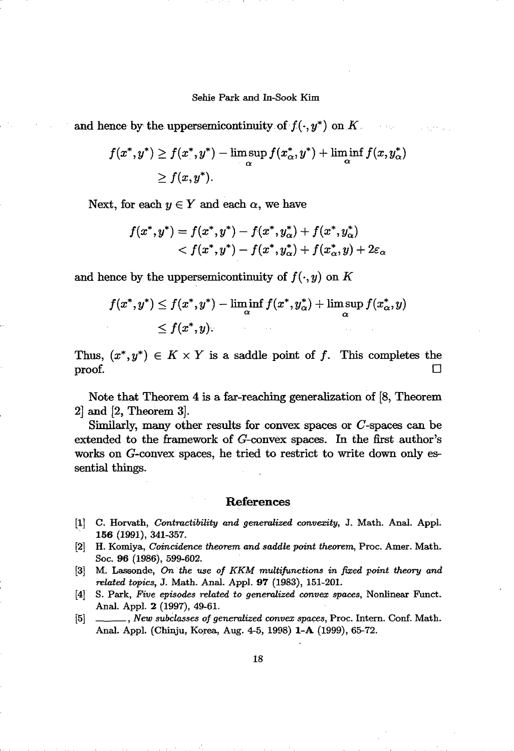and hence by the uppersemicontinuity of $f(\cdot, y^*)$ on $K$

$$
\begin{aligned}
f(x^*, y^*) &\geq f(x^*, y^*) - \limsup_{\alpha} f(x^*_\alpha, y^*) + \liminf_{\alpha} f(x, y^*_\alpha) \\
&\geq f(x, y^*).
\end{aligned}
$$

Next, for each $y \in Y$ and each $\alpha$, we have

$$
\begin{aligned}
f(x^*, y^*) &= f(x^*, y^*) - f(x^*, y^*_\alpha) + f(x^*, y^*_\alpha) \\
&< f(x^*, y^*) - f(x^*, y^*_\alpha) + f(x^*_\alpha, y) + 2\varepsilon_\alpha
\end{aligned}
$$

and hence by the uppersemicontinuity of $f(\cdot, y)$ on $K$

$$
\begin{aligned}
f(x^*, y^*) &\leq f(x^*, y^*) - \liminf_{\alpha} f(x^*, y^*_\alpha) + \limsup_{\alpha} f(x^*_\alpha, y) \\
&\leq f(x^*, y).
\end{aligned}
$$

Thus, $(x^*, y^*) \in K \times Y$ is a saddle point of $f$. This completes the proof. □

Note that Theorem 4 is a far-reaching generalization of [8, Theorem 2] and [2, Theorem 3].

Similarly, many other results for convex spaces or $C$-spaces can be extended to the framework of $G$-convex spaces. In the first author's works on $G$-convex spaces, he tried to restrict to write down only essential things.

## References

[1] C. Horvath, *Contractibility and generalized convexity*, J. Math. Anal. Appl. **156** (1991), 341-357.

[2] H. Komiya, *Coincidence theorem and saddle point theorem*, Proc. Amer. Math. Soc. **96** (1986), 599-602.

[3] M. Lassonde, *On the use of KKM multifunctions in fixed point theory and related topics*, J. Math. Anal. Appl. **97** (1983), 151-201.

[4] S. Park, *Five episodes related to generalized convex spaces*, Nonlinear Funct. Anal. Appl. **2** (1997), 49-61.

[5] ———, *New subclasses of generalized convex spaces*, Proc. Intern. Conf. Math. Anal. Appl. (Chinju, Korea, Aug. 4-5, 1998) **1-A** (1999), 65-72.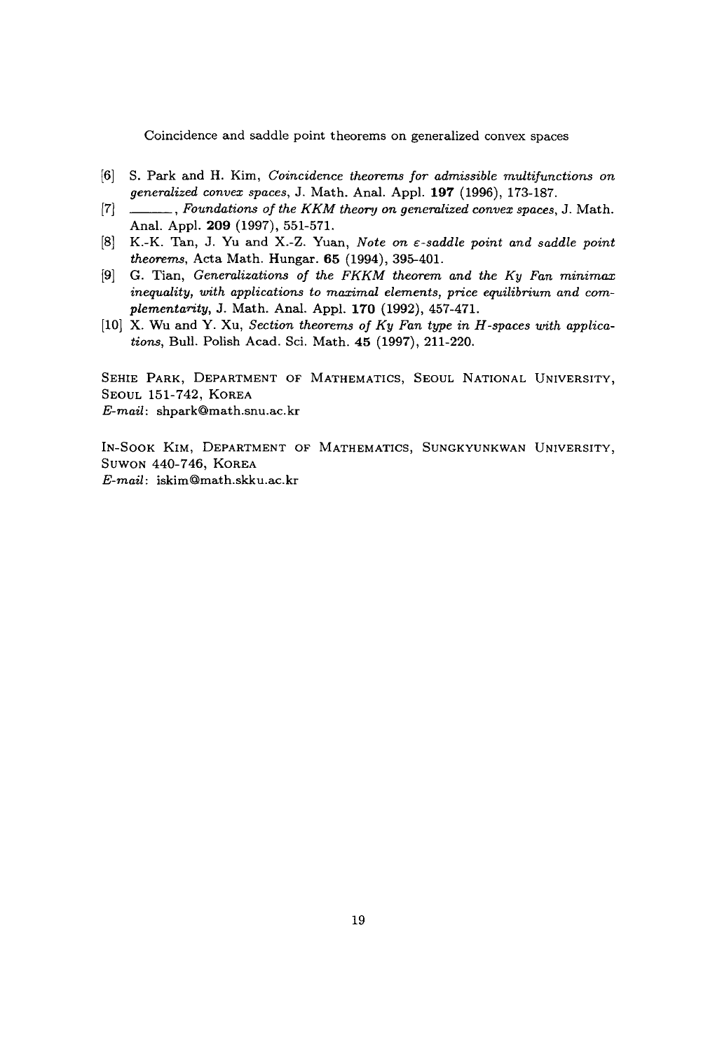[6] S. Park and H. Kim, *Coincidence theorems for admissible multifunctions on generalized convex spaces*, J. Math. Anal. Appl. **197** (1996), 173-187.

[7] ———, *Foundations of the KKM theory on generalized convex spaces*, J. Math. Anal. Appl. **209** (1997), 551-571.

[8] K.-K. Tan, J. Yu and X.-Z. Yuan, *Note on $\varepsilon$-saddle point and saddle point theorems*, Acta Math. Hungar. **65** (1994), 395-401.

[9] G. Tian, *Generalizations of the FKKM theorem and the Ky Fan minimax inequality, with applications to maximal elements, price equilibrium and complementarity*, J. Math. Anal. Appl. **170** (1992), 457-471.

[10] X. Wu and Y. Xu, *Section theorems of Ky Fan type in $H$-spaces with applications*, Bull. Polish Acad. Sci. Math. **45** (1997), 211-220.

SEHIE PARK, DEPARTMENT OF MATHEMATICS, SEOUL NATIONAL UNIVERSITY, SEOUL 151-742, KOREA
*E-mail*: shpark@math.snu.ac.kr

IN-SOOK KIM, DEPARTMENT OF MATHEMATICS, SUNGKYUNKWAN UNIVERSITY, SUWON 440-746, KOREA
*E-mail*: iskim@math.skku.ac.kr